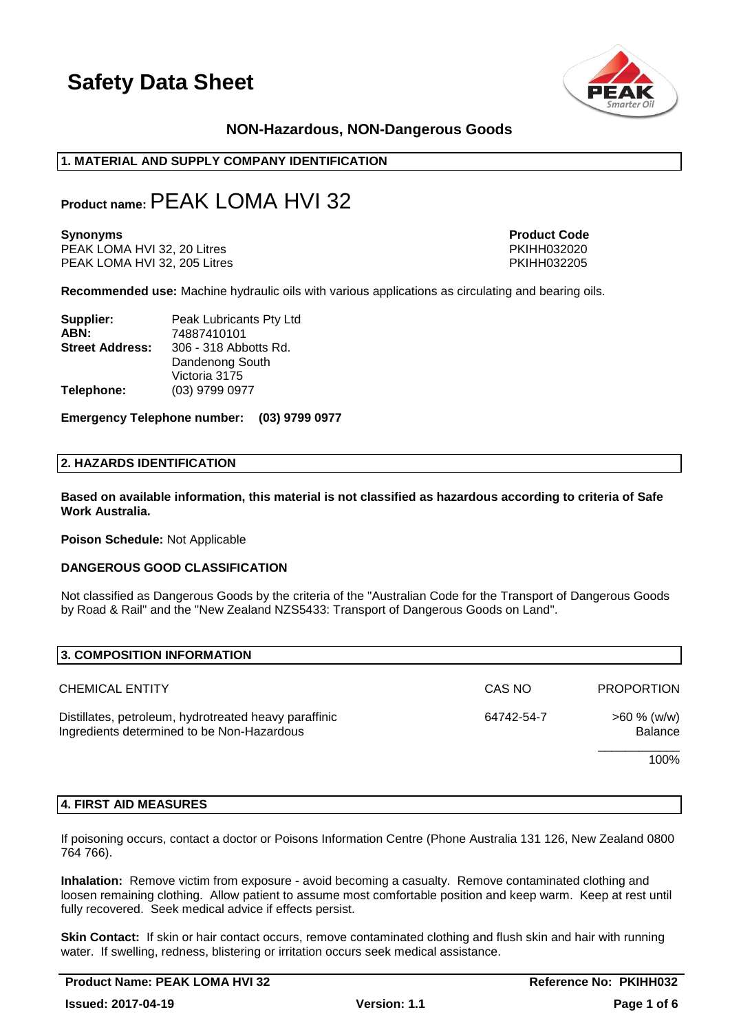# Safety Data Sheet

**NON-Hazardous, NON-Dangerous Goods**

## 1. MATERIAL AND SUPPLY COMPANY IDENTIFICATION

**Product name:** PEAK LOMA HVI 32

| **Synonyms** | **Product Code** |
|---|---|
| PEAK LOMA HVI 32, 20 Litres | PKIHH032020 |
| PEAK LOMA HVI 32, 205 Litres | PKIHH032205 |

**Recommended use:** Machine hydraulic oils with various applications as circulating and bearing oils.

**Supplier:** Peak Lubricants Pty Ltd
**ABN:** 74887410101
**Street Address:** 306 - 318 Abbotts Rd.
Dandenong South
Victoria 3175
**Telephone:** (03) 9799 0977

**Emergency Telephone number: (03) 9799 0977**

## 2. HAZARDS IDENTIFICATION

**Based on available information, this material is not classified as hazardous according to criteria of Safe Work Australia.**

**Poison Schedule:** Not Applicable

**DANGEROUS GOOD CLASSIFICATION**

Not classified as Dangerous Goods by the criteria of the "Australian Code for the Transport of Dangerous Goods by Road & Rail" and the "New Zealand NZS5433: Transport of Dangerous Goods on Land".

## 3. COMPOSITION INFORMATION

| CHEMICAL ENTITY | CAS NO | PROPORTION |
|---|---|---|
| Distillates, petroleum, hydrotreated heavy paraffinic | 64742-54-7 | >60 % (w/w) |
| Ingredients determined to be Non-Hazardous | | Balance |
| | | 100% |

## 4. FIRST AID MEASURES

If poisoning occurs, contact a doctor or Poisons Information Centre (Phone Australia 131 126, New Zealand 0800 764 766).

**Inhalation:** Remove victim from exposure - avoid becoming a casualty. Remove contaminated clothing and loosen remaining clothing. Allow patient to assume most comfortable position and keep warm. Keep at rest until fully recovered. Seek medical advice if effects persist.

**Skin Contact:** If skin or hair contact occurs, remove contaminated clothing and flush skin and hair with running water. If swelling, redness, blistering or irritation occurs seek medical assistance.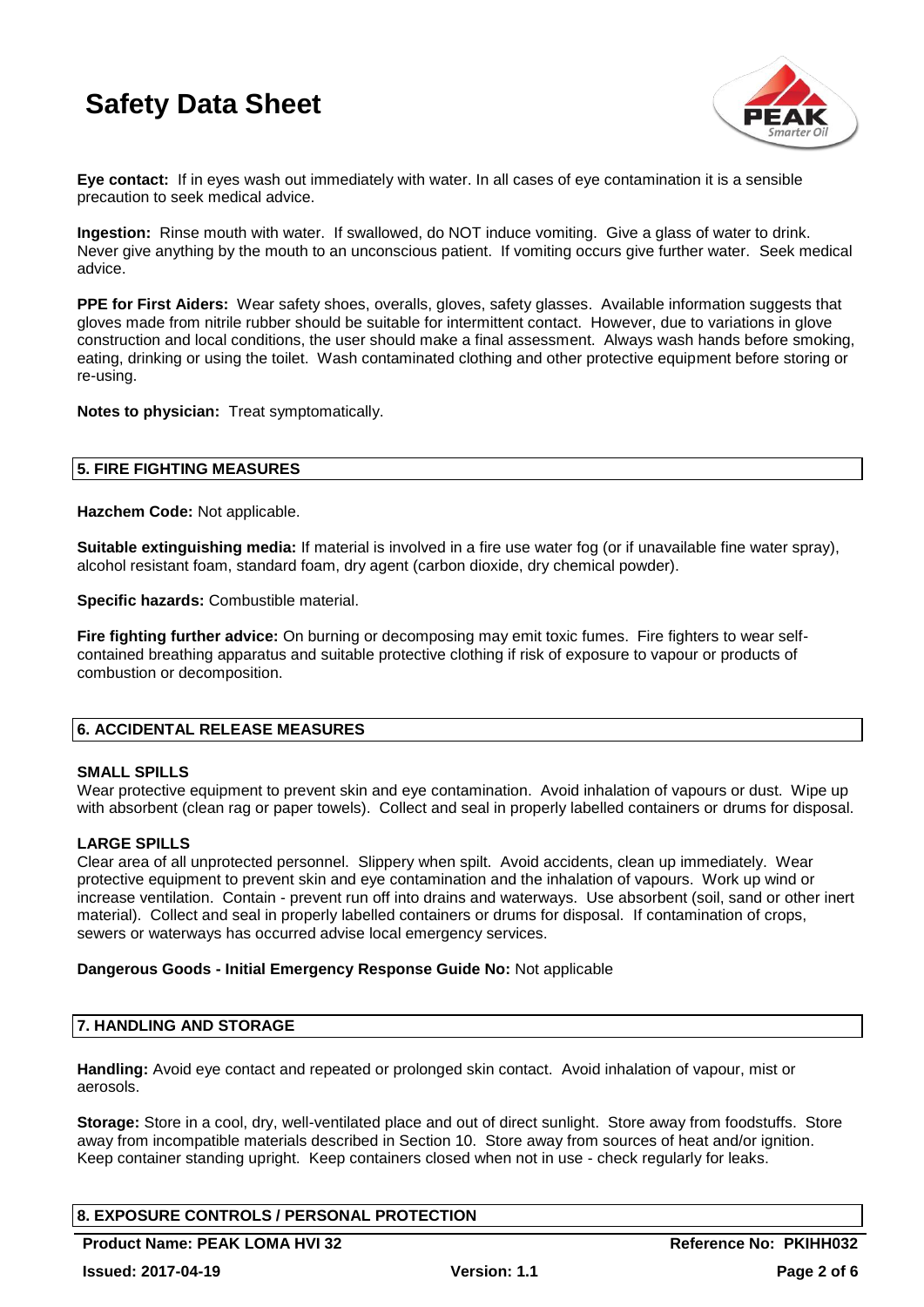**Eye contact:** If in eyes wash out immediately with water. In all cases of eye contamination it is a sensible precaution to seek medical advice.

**Ingestion:** Rinse mouth with water. If swallowed, do NOT induce vomiting. Give a glass of water to drink. Never give anything by the mouth to an unconscious patient. If vomiting occurs give further water. Seek medical advice.

**PPE for First Aiders:** Wear safety shoes, overalls, gloves, safety glasses. Available information suggests that gloves made from nitrile rubber should be suitable for intermittent contact. However, due to variations in glove construction and local conditions, the user should make a final assessment. Always wash hands before smoking, eating, drinking or using the toilet. Wash contaminated clothing and other protective equipment before storing or re-using.

**Notes to physician:** Treat symptomatically.

## 5. FIRE FIGHTING MEASURES

**Hazchem Code:** Not applicable.

**Suitable extinguishing media:** If material is involved in a fire use water fog (or if unavailable fine water spray), alcohol resistant foam, standard foam, dry agent (carbon dioxide, dry chemical powder).

**Specific hazards:** Combustible material.

**Fire fighting further advice:** On burning or decomposing may emit toxic fumes. Fire fighters to wear self-contained breathing apparatus and suitable protective clothing if risk of exposure to vapour or products of combustion or decomposition.

## 6. ACCIDENTAL RELEASE MEASURES

### SMALL SPILLS

Wear protective equipment to prevent skin and eye contamination. Avoid inhalation of vapours or dust. Wipe up with absorbent (clean rag or paper towels). Collect and seal in properly labelled containers or drums for disposal.

### LARGE SPILLS

Clear area of all unprotected personnel. Slippery when spilt. Avoid accidents, clean up immediately. Wear protective equipment to prevent skin and eye contamination and the inhalation of vapours. Work up wind or increase ventilation. Contain - prevent run off into drains and waterways. Use absorbent (soil, sand or other inert material). Collect and seal in properly labelled containers or drums for disposal. If contamination of crops, sewers or waterways has occurred advise local emergency services.

**Dangerous Goods - Initial Emergency Response Guide No:** Not applicable

## 7. HANDLING AND STORAGE

**Handling:** Avoid eye contact and repeated or prolonged skin contact. Avoid inhalation of vapour, mist or aerosols.

**Storage:** Store in a cool, dry, well-ventilated place and out of direct sunlight. Store away from foodstuffs. Store away from incompatible materials described in Section 10. Store away from sources of heat and/or ignition. Keep container standing upright. Keep containers closed when not in use - check regularly for leaks.

## 8. EXPOSURE CONTROLS / PERSONAL PROTECTION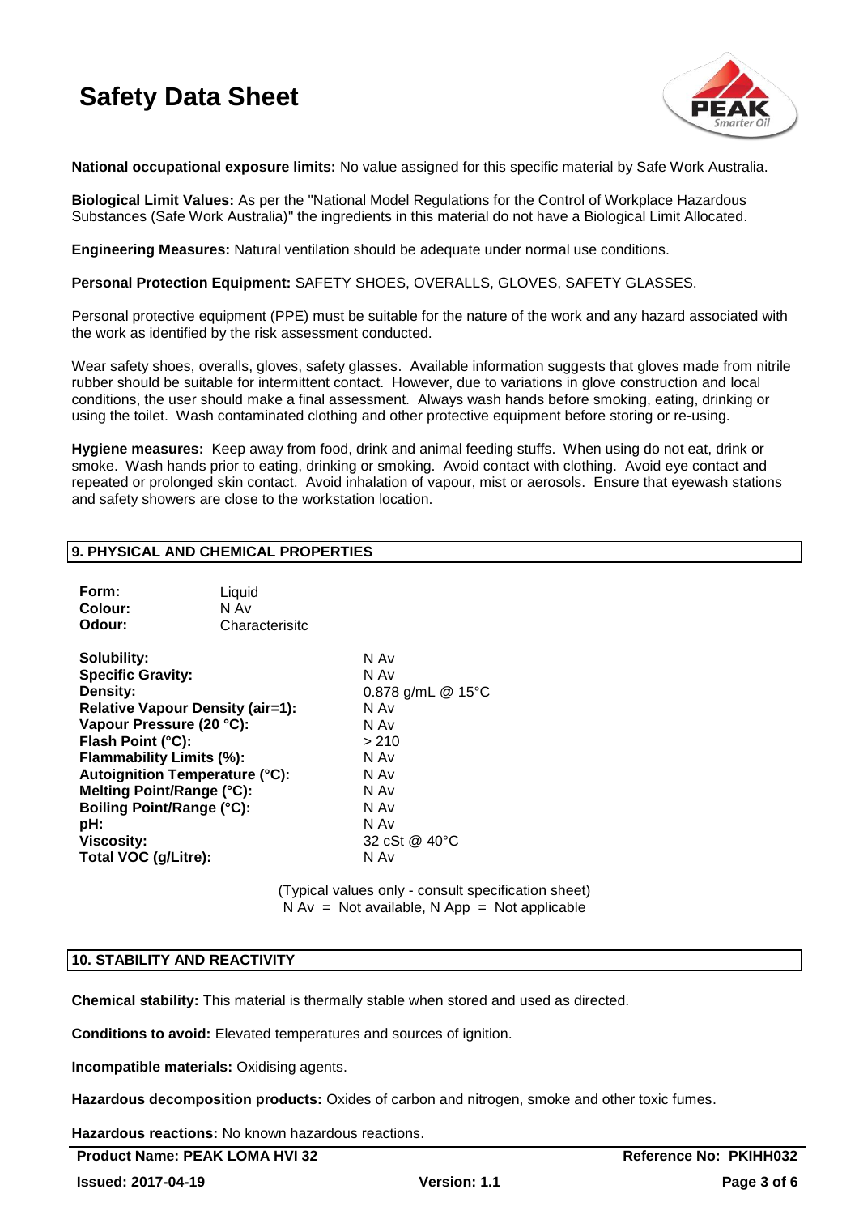**National occupational exposure limits:** No value assigned for this specific material by Safe Work Australia.

**Biological Limit Values:** As per the "National Model Regulations for the Control of Workplace Hazardous Substances (Safe Work Australia)" the ingredients in this material do not have a Biological Limit Allocated.

**Engineering Measures:** Natural ventilation should be adequate under normal use conditions.

**Personal Protection Equipment:** SAFETY SHOES, OVERALLS, GLOVES, SAFETY GLASSES.

Personal protective equipment (PPE) must be suitable for the nature of the work and any hazard associated with the work as identified by the risk assessment conducted.

Wear safety shoes, overalls, gloves, safety glasses. Available information suggests that gloves made from nitrile rubber should be suitable for intermittent contact. However, due to variations in glove construction and local conditions, the user should make a final assessment. Always wash hands before smoking, eating, drinking or using the toilet. Wash contaminated clothing and other protective equipment before storing or re-using.

**Hygiene measures:** Keep away from food, drink and animal feeding stuffs. When using do not eat, drink or smoke. Wash hands prior to eating, drinking or smoking. Avoid contact with clothing. Avoid eye contact and repeated or prolonged skin contact. Avoid inhalation of vapour, mist or aerosols. Ensure that eyewash stations and safety showers are close to the workstation location.

## 9. PHYSICAL AND CHEMICAL PROPERTIES

| | |
|---|---|
| **Form:** | Liquid |
| **Colour:** | N Av |
| **Odour:** | Characterisitc |

| | |
|---|---|
| **Solubility:** | N Av |
| **Specific Gravity:** | N Av |
| **Density:** | 0.878 g/mL @ 15°C |
| **Relative Vapour Density (air=1):** | N Av |
| **Vapour Pressure (20 °C):** | N Av |
| **Flash Point (°C):** | > 210 |
| **Flammability Limits (%):** | N Av |
| **Autoignition Temperature (°C):** | N Av |
| **Melting Point/Range (°C):** | N Av |
| **Boiling Point/Range (°C):** | N Av |
| **pH:** | N Av |
| **Viscosity:** | 32 cSt @ 40°C |
| **Total VOC (g/Litre):** | N Av |

(Typical values only - consult specification sheet)
N Av = Not available, N App = Not applicable

## 10. STABILITY AND REACTIVITY

**Chemical stability:** This material is thermally stable when stored and used as directed.

**Conditions to avoid:** Elevated temperatures and sources of ignition.

**Incompatible materials:** Oxidising agents.

**Hazardous decomposition products:** Oxides of carbon and nitrogen, smoke and other toxic fumes.

**Hazardous reactions:** No known hazardous reactions.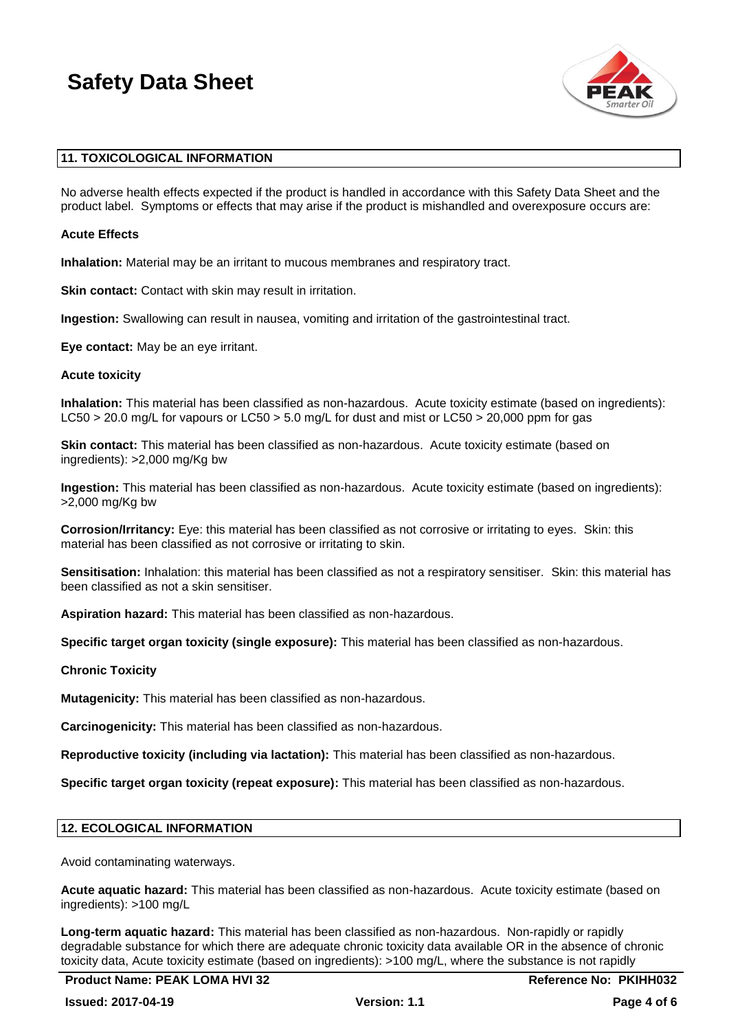## 11. TOXICOLOGICAL INFORMATION

No adverse health effects expected if the product is handled in accordance with this Safety Data Sheet and the product label. Symptoms or effects that may arise if the product is mishandled and overexposure occurs are:

**Acute Effects**

**Inhalation:** Material may be an irritant to mucous membranes and respiratory tract.

**Skin contact:** Contact with skin may result in irritation.

**Ingestion:** Swallowing can result in nausea, vomiting and irritation of the gastrointestinal tract.

**Eye contact:** May be an eye irritant.

**Acute toxicity**

**Inhalation:** This material has been classified as non-hazardous. Acute toxicity estimate (based on ingredients): LC50 > 20.0 mg/L for vapours or LC50 > 5.0 mg/L for dust and mist or LC50 > 20,000 ppm for gas

**Skin contact:** This material has been classified as non-hazardous. Acute toxicity estimate (based on ingredients): >2,000 mg/Kg bw

**Ingestion:** This material has been classified as non-hazardous. Acute toxicity estimate (based on ingredients): >2,000 mg/Kg bw

**Corrosion/Irritancy:** Eye: this material has been classified as not corrosive or irritating to eyes. Skin: this material has been classified as not corrosive or irritating to skin.

**Sensitisation:** Inhalation: this material has been classified as not a respiratory sensitiser. Skin: this material has been classified as not a skin sensitiser.

**Aspiration hazard:** This material has been classified as non-hazardous.

**Specific target organ toxicity (single exposure):** This material has been classified as non-hazardous.

**Chronic Toxicity**

**Mutagenicity:** This material has been classified as non-hazardous.

**Carcinogenicity:** This material has been classified as non-hazardous.

**Reproductive toxicity (including via lactation):** This material has been classified as non-hazardous.

**Specific target organ toxicity (repeat exposure):** This material has been classified as non-hazardous.

## 12. ECOLOGICAL INFORMATION

Avoid contaminating waterways.

**Acute aquatic hazard:** This material has been classified as non-hazardous. Acute toxicity estimate (based on ingredients): >100 mg/L

**Long-term aquatic hazard:** This material has been classified as non-hazardous. Non-rapidly or rapidly degradable substance for which there are adequate chronic toxicity data available OR in the absence of chronic toxicity data, Acute toxicity estimate (based on ingredients): >100 mg/L, where the substance is not rapidly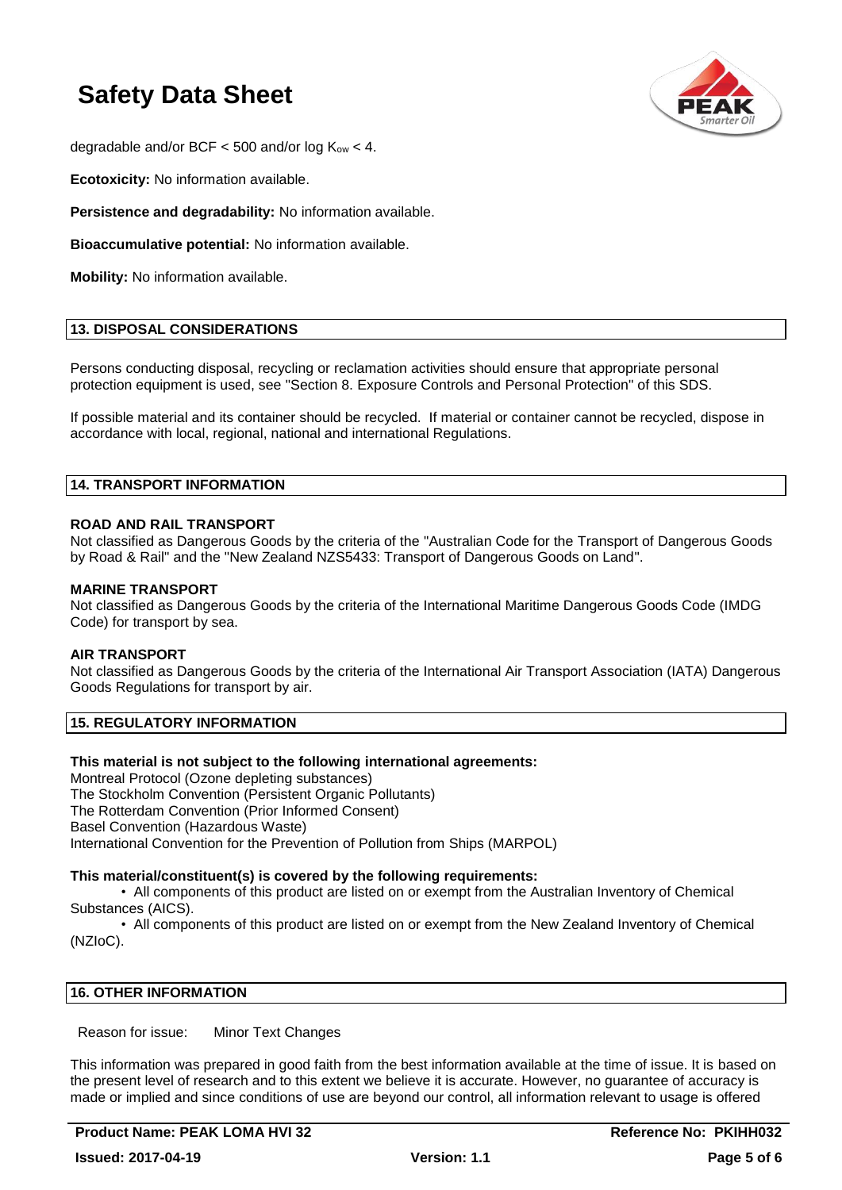degradable and/or BCF < 500 and/or log $K_{ow}$ < 4.

**Ecotoxicity:** No information available.

**Persistence and degradability:** No information available.

**Bioaccumulative potential:** No information available.

**Mobility:** No information available.

## 13. DISPOSAL CONSIDERATIONS

Persons conducting disposal, recycling or reclamation activities should ensure that appropriate personal protection equipment is used, see "Section 8. Exposure Controls and Personal Protection" of this SDS.

If possible material and its container should be recycled. If material or container cannot be recycled, dispose in accordance with local, regional, national and international Regulations.

## 14. TRANSPORT INFORMATION

**ROAD AND RAIL TRANSPORT**
Not classified as Dangerous Goods by the criteria of the "Australian Code for the Transport of Dangerous Goods by Road & Rail" and the "New Zealand NZS5433: Transport of Dangerous Goods on Land".

**MARINE TRANSPORT**
Not classified as Dangerous Goods by the criteria of the International Maritime Dangerous Goods Code (IMDG Code) for transport by sea.

**AIR TRANSPORT**
Not classified as Dangerous Goods by the criteria of the International Air Transport Association (IATA) Dangerous Goods Regulations for transport by air.

## 15. REGULATORY INFORMATION

**This material is not subject to the following international agreements:**
Montreal Protocol (Ozone depleting substances)
The Stockholm Convention (Persistent Organic Pollutants)
The Rotterdam Convention (Prior Informed Consent)
Basel Convention (Hazardous Waste)
International Convention for the Prevention of Pollution from Ships (MARPOL)

**This material/constituent(s) is covered by the following requirements:**

- All components of this product are listed on or exempt from the Australian Inventory of Chemical Substances (AICS).
- All components of this product are listed on or exempt from the New Zealand Inventory of Chemical (NZIoC).

## 16. OTHER INFORMATION

Reason for issue: Minor Text Changes

This information was prepared in good faith from the best information available at the time of issue. It is based on the present level of research and to this extent we believe it is accurate. However, no guarantee of accuracy is made or implied and since conditions of use are beyond our control, all information relevant to usage is offered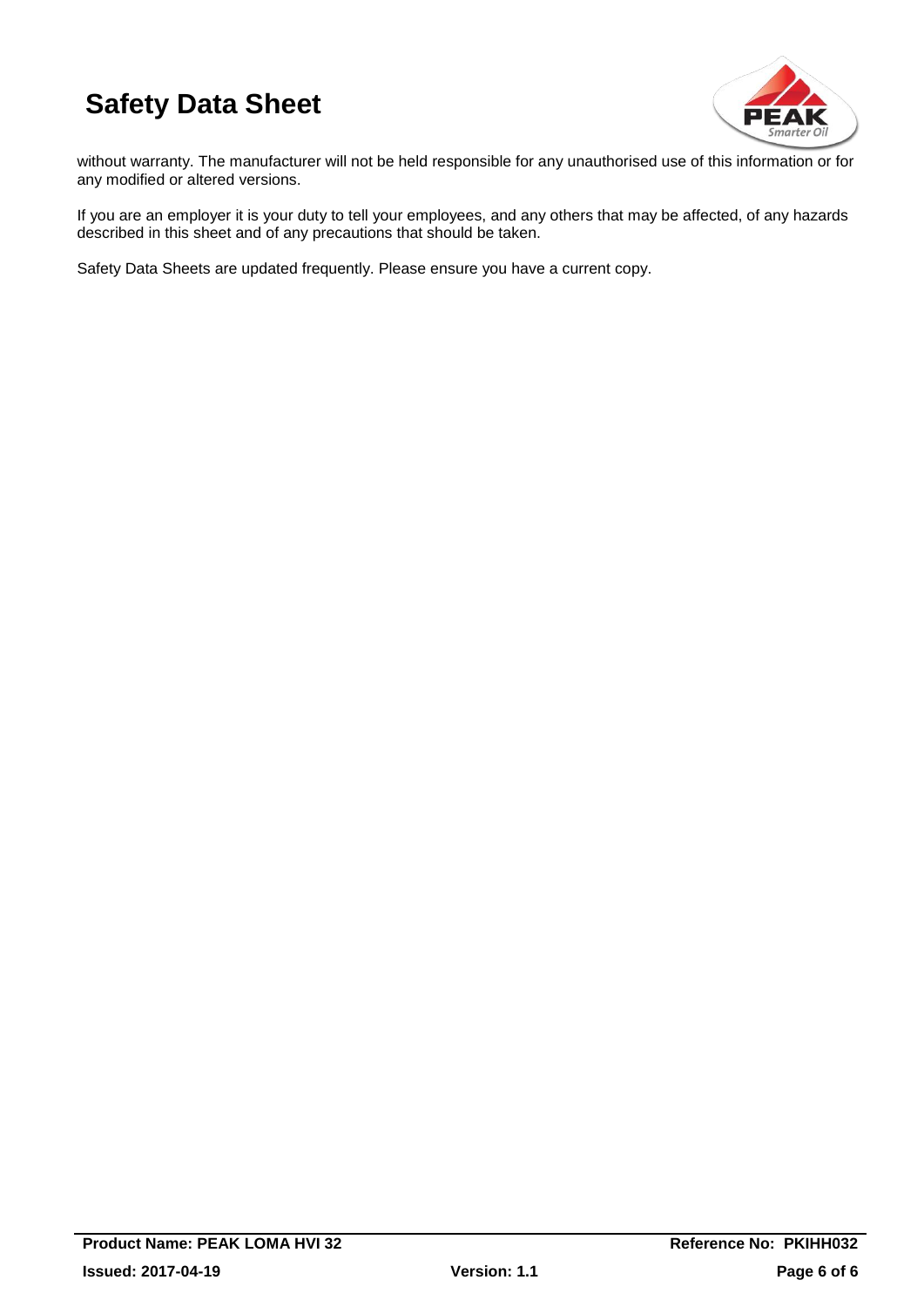without warranty. The manufacturer will not be held responsible for any unauthorised use of this information or for any modified or altered versions.

If you are an employer it is your duty to tell your employees, and any others that may be affected, of any hazards described in this sheet and of any precautions that should be taken.

Safety Data Sheets are updated frequently. Please ensure you have a current copy.